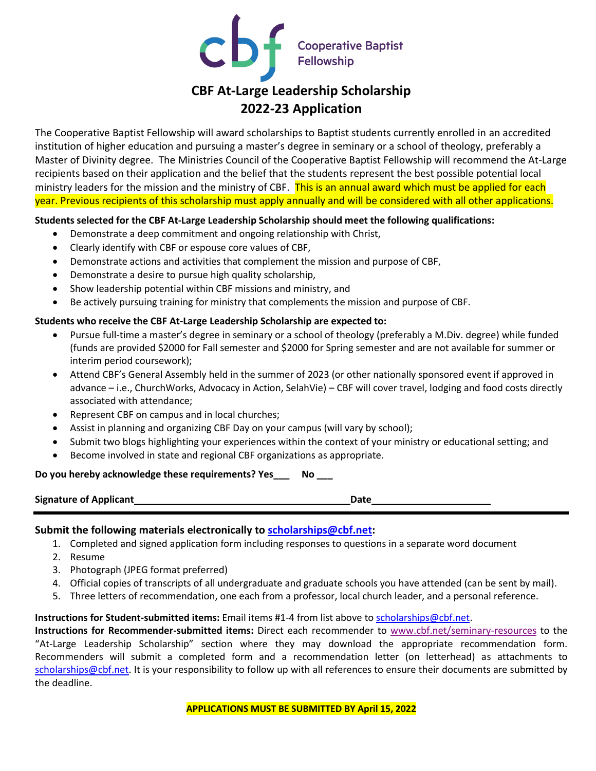Cooperative Baptist Fellowship

# CBF At-Large Leadership Scholarship
# 2022-23 Application

The Cooperative Baptist Fellowship will award scholarships to Baptist students currently enrolled in an accredited institution of higher education and pursuing a master's degree in seminary or a school of theology, preferably a Master of Divinity degree. The Ministries Council of the Cooperative Baptist Fellowship will recommend the At-Large recipients based on their application and the belief that the students represent the best possible potential local ministry leaders for the mission and the ministry of CBF. This is an annual award which must be applied for each year. Previous recipients of this scholarship must apply annually and will be considered with all other applications.

**Students selected for the CBF At-Large Leadership Scholarship should meet the following qualifications:**

- Demonstrate a deep commitment and ongoing relationship with Christ,
- Clearly identify with CBF or espouse core values of CBF,
- Demonstrate actions and activities that complement the mission and purpose of CBF,
- Demonstrate a desire to pursue high quality scholarship,
- Show leadership potential within CBF missions and ministry, and
- Be actively pursuing training for ministry that complements the mission and purpose of CBF.

**Students who receive the CBF At-Large Leadership Scholarship are expected to:**

- Pursue full-time a master's degree in seminary or a school of theology (preferably a M.Div. degree) while funded (funds are provided $2000 for Fall semester and $2000 for Spring semester and are not available for summer or interim period coursework);
- Attend CBF's General Assembly held in the summer of 2023 (or other nationally sponsored event if approved in advance – i.e., ChurchWorks, Advocacy in Action, SelahVie) – CBF will cover travel, lodging and food costs directly associated with attendance;
- Represent CBF on campus and in local churches;
- Assist in planning and organizing CBF Day on your campus (will vary by school);
- Submit two blogs highlighting your experiences within the context of your ministry or educational setting; and
- Become involved in state and regional CBF organizations as appropriate.

**Do you hereby acknowledge these requirements? Yes___ No ___**

**Signature of Applicant**________________________________________ **Date**______________________

---

### Submit the following materials electronically to scholarships@cbf.net:

1. Completed and signed application form including responses to questions in a separate word document
2. Resume
3. Photograph (JPEG format preferred)
4. Official copies of transcripts of all undergraduate and graduate schools you have attended (can be sent by mail).
5. Three letters of recommendation, one each from a professor, local church leader, and a personal reference.

**Instructions for Student-submitted items:** Email items #1-4 from list above to scholarships@cbf.net.
**Instructions for Recommender-submitted items:** Direct each recommender to www.cbf.net/seminary-resources to the "At-Large Leadership Scholarship" section where they may download the appropriate recommendation form. Recommenders will submit a completed form and a recommendation letter (on letterhead) as attachments to scholarships@cbf.net. It is your responsibility to follow up with all references to ensure their documents are submitted by the deadline.

**APPLICATIONS MUST BE SUBMITTED BY April 15, 2022**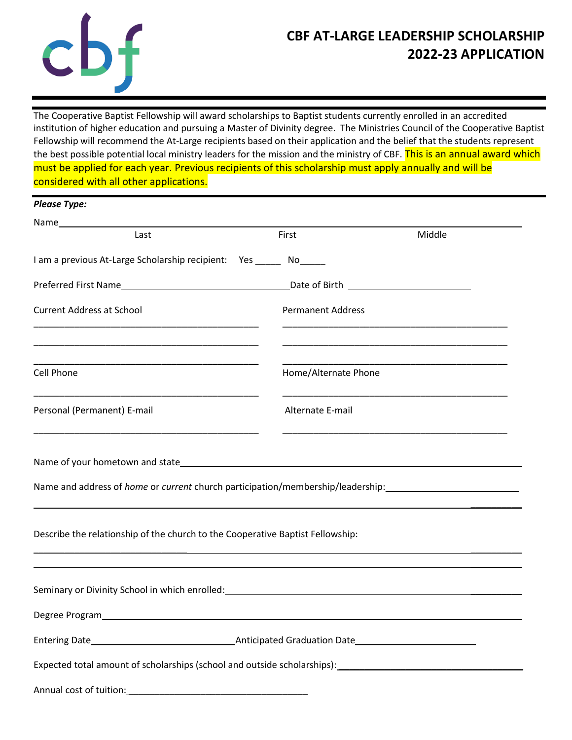# CBF AT-LARGE LEADERSHIP SCHOLARSHIP 2022-23 APPLICATION

The Cooperative Baptist Fellowship will award scholarships to Baptist students currently enrolled in an accredited institution of higher education and pursuing a Master of Divinity degree. The Ministries Council of the Cooperative Baptist Fellowship will recommend the At-Large recipients based on their application and the belief that the students represent the best possible potential local ministry leaders for the mission and the ministry of CBF. This is an annual award which must be applied for each year. Previous recipients of this scholarship must apply annually and will be considered with all other applications.

***Please Type:***

Name_______________________________________________________________

Last First Middle

I am a previous At-Large Scholarship recipient: Yes _____ No_____

Preferred First Name_______________________________Date of Birth ______________________

Current Address at School

_____________________________________________

_____________________________________________

_____________________________________________

Permanent Address

_____________________________________________

_____________________________________________

_____________________________________________

Cell Phone

_____________________________________________

Home/Alternate Phone

_____________________________________________

Personal (Permanent) E-mail

_____________________________________________

Alternate E-mail

_____________________________________________

Name of your hometown and state___________________________________________________________

Name and address of *home* or *current* church participation/membership/leadership:_________________________

_______________________________________________________________________________________

Describe the relationship of the church to the Cooperative Baptist Fellowship:

_______________________________________________________________________________________

_______________________________________________________________________________________

Seminary or Divinity School in which enrolled:___________________________________________________

Degree Program___________________________________________________________________________

Entering Date___________________________Anticipated Graduation Date______________________

Expected total amount of scholarships (school and outside scholarships):__________________________________

Annual cost of tuition:_________________________________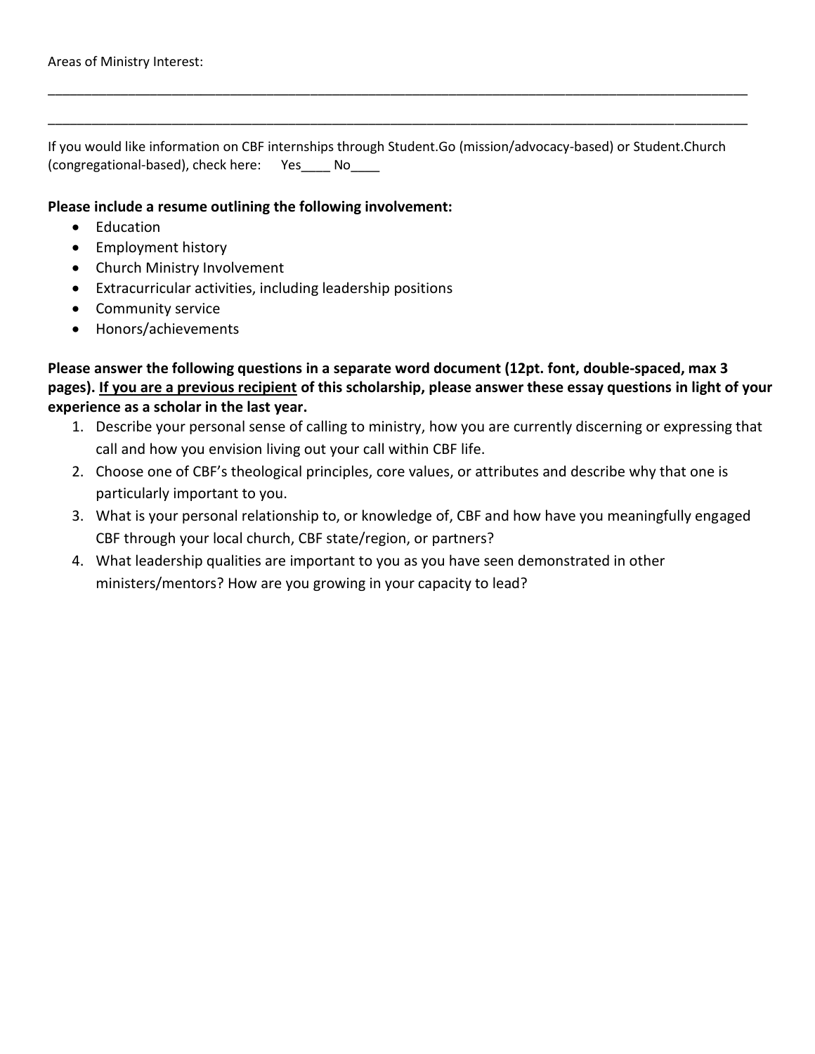Areas of Ministry Interest:

_____________________________________________________________________________________________

_____________________________________________________________________________________________

If you would like information on CBF internships through Student.Go (mission/advocacy-based) or Student.Church (congregational-based), check here: Yes____ No____

**Please include a resume outlining the following involvement:**

- Education
- Employment history
- Church Ministry Involvement
- Extracurricular activities, including leadership positions
- Community service
- Honors/achievements

**Please answer the following questions in a separate word document (12pt. font, double-spaced, max 3 pages). <u>If you are a previous recipient</u> of this scholarship, please answer these essay questions in light of your experience as a scholar in the last year.**

1. Describe your personal sense of calling to ministry, how you are currently discerning or expressing that call and how you envision living out your call within CBF life.
2. Choose one of CBF's theological principles, core values, or attributes and describe why that one is particularly important to you.
3. What is your personal relationship to, or knowledge of, CBF and how have you meaningfully engaged CBF through your local church, CBF state/region, or partners?
4. What leadership qualities are important to you as you have seen demonstrated in other ministers/mentors? How are you growing in your capacity to lead?